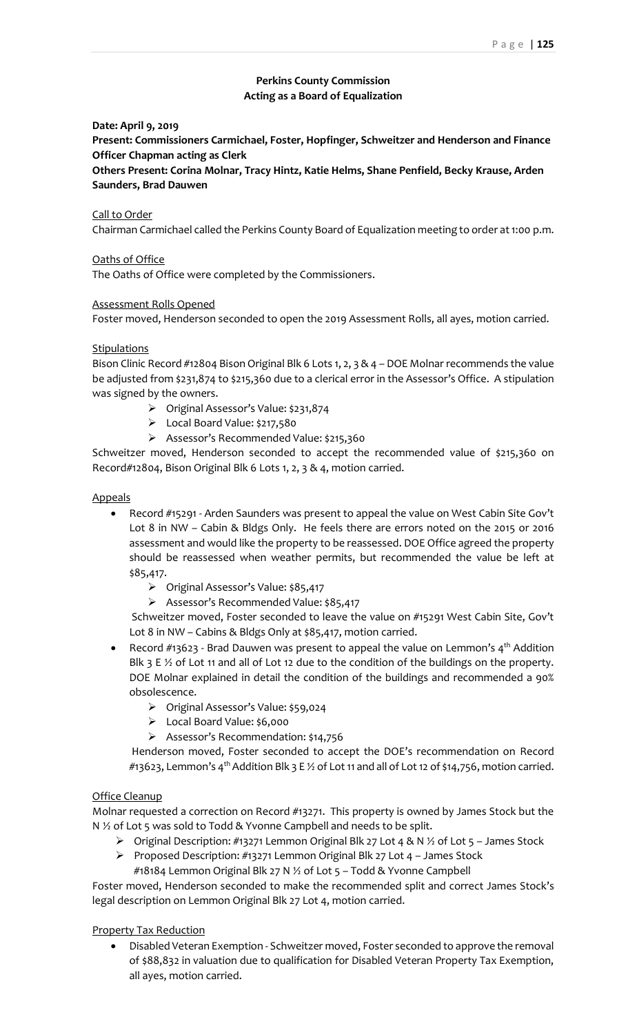**Perkins County Commission**
**Acting as a Board of Equalization**

**Date: April 9, 2019**
**Present: Commissioners Carmichael, Foster, Hopfinger, Schweitzer and Henderson and Finance Officer Chapman acting as Clerk**
**Others Present: Corina Molnar, Tracy Hintz, Katie Helms, Shane Penfield, Becky Krause, Arden Saunders, Brad Dauwen**

Call to Order

Chairman Carmichael called the Perkins County Board of Equalization meeting to order at 1:00 p.m.

Oaths of Office

The Oaths of Office were completed by the Commissioners.

Assessment Rolls Opened

Foster moved, Henderson seconded to open the 2019 Assessment Rolls, all ayes, motion carried.

Stipulations

Bison Clinic Record #12804 Bison Original Blk 6 Lots 1, 2, 3 & 4 – DOE Molnar recommends the value be adjusted from $231,874 to $215,360 due to a clerical error in the Assessor's Office. A stipulation was signed by the owners.

- Original Assessor's Value: $231,874
- Local Board Value: $217,580
- Assessor's Recommended Value: $215,360

Schweitzer moved, Henderson seconded to accept the recommended value of $215,360 on Record#12804, Bison Original Blk 6 Lots 1, 2, 3 & 4, motion carried.

Appeals

- Record #15291 - Arden Saunders was present to appeal the value on West Cabin Site Gov't Lot 8 in NW – Cabin & Bldgs Only. He feels there are errors noted on the 2015 or 2016 assessment and would like the property to be reassessed. DOE Office agreed the property should be reassessed when weather permits, but recommended the value be left at $85,417.
  - Original Assessor's Value: $85,417
  - Assessor's Recommended Value: $85,417

  Schweitzer moved, Foster seconded to leave the value on #15291 West Cabin Site, Gov't Lot 8 in NW – Cabins & Bldgs Only at $85,417, motion carried.
- Record #13623 - Brad Dauwen was present to appeal the value on Lemmon's 4th Addition Blk 3 E ½ of Lot 11 and all of Lot 12 due to the condition of the buildings on the property. DOE Molnar explained in detail the condition of the buildings and recommended a 90% obsolescence.
  - Original Assessor's Value: $59,024
  - Local Board Value: $6,000
  - Assessor's Recommendation: $14,756

  Henderson moved, Foster seconded to accept the DOE's recommendation on Record #13623, Lemmon's 4th Addition Blk 3 E ½ of Lot 11 and all of Lot 12 of $14,756, motion carried.

Office Cleanup

Molnar requested a correction on Record #13271. This property is owned by James Stock but the N ½ of Lot 5 was sold to Todd & Yvonne Campbell and needs to be split.

- Original Description: #13271 Lemmon Original Blk 27 Lot 4 & N ½ of Lot 5 – James Stock
- Proposed Description: #13271 Lemmon Original Blk 27 Lot 4 – James Stock
  #18184 Lemmon Original Blk 27 N ½ of Lot 5 – Todd & Yvonne Campbell

Foster moved, Henderson seconded to make the recommended split and correct James Stock's legal description on Lemmon Original Blk 27 Lot 4, motion carried.

Property Tax Reduction

- Disabled Veteran Exemption - Schweitzer moved, Foster seconded to approve the removal of $88,832 in valuation due to qualification for Disabled Veteran Property Tax Exemption, all ayes, motion carried.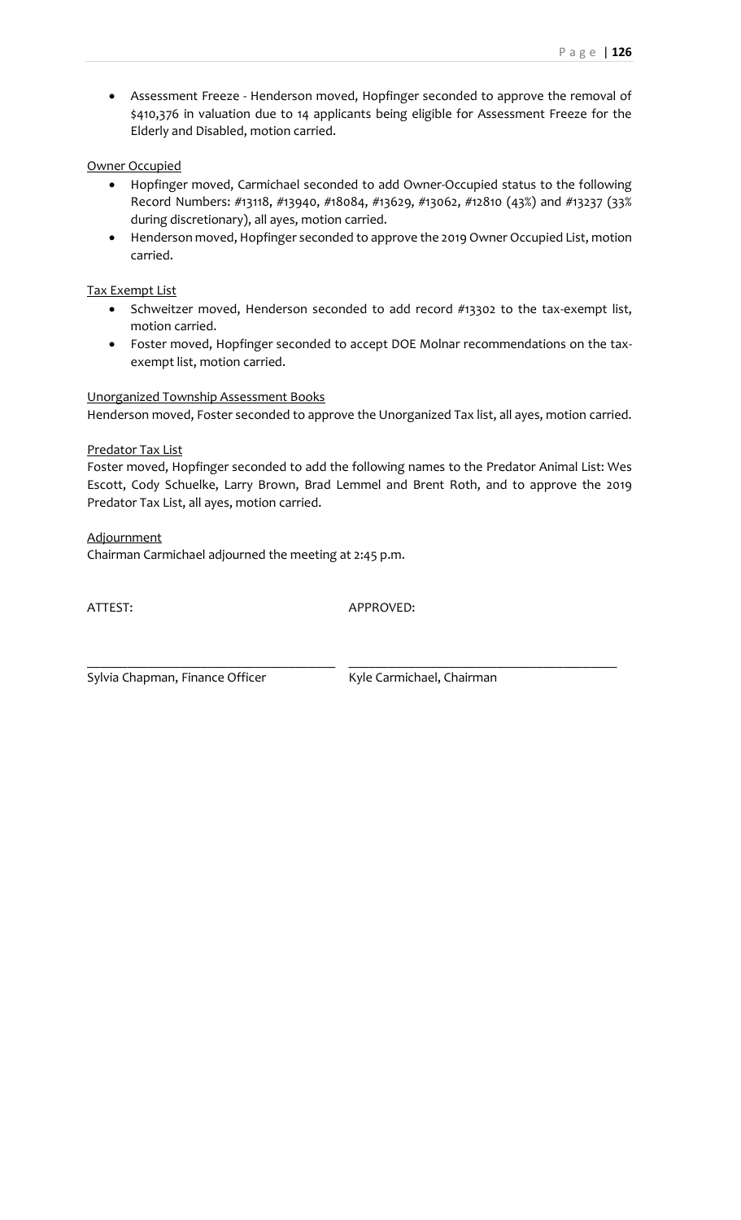- Assessment Freeze - Henderson moved, Hopfinger seconded to approve the removal of \$410,376 in valuation due to 14 applicants being eligible for Assessment Freeze for the Elderly and Disabled, motion carried.

<u>Owner Occupied</u>

- Hopfinger moved, Carmichael seconded to add Owner-Occupied status to the following Record Numbers: #13118, #13940, #18084, #13629, #13062, #12810 (43%) and #13237 (33% during discretionary), all ayes, motion carried.
- Henderson moved, Hopfinger seconded to approve the 2019 Owner Occupied List, motion carried.

<u>Tax Exempt List</u>

- Schweitzer moved, Henderson seconded to add record #13302 to the tax-exempt list, motion carried.
- Foster moved, Hopfinger seconded to accept DOE Molnar recommendations on the tax-exempt list, motion carried.

<u>Unorganized Township Assessment Books</u>

Henderson moved, Foster seconded to approve the Unorganized Tax list, all ayes, motion carried.

<u>Predator Tax List</u>

Foster moved, Hopfinger seconded to add the following names to the Predator Animal List: Wes Escott, Cody Schuelke, Larry Brown, Brad Lemmel and Brent Roth, and to approve the 2019 Predator Tax List, all ayes, motion carried.

<u>Adjournment</u>

Chairman Carmichael adjourned the meeting at 2:45 p.m.

ATTEST: APPROVED:

\_\_\_\_\_\_\_\_\_\_\_\_\_\_\_\_\_\_\_\_\_\_\_\_\_\_\_\_\_\_\_\_\_\_\_\_ \_\_\_\_\_\_\_\_\_\_\_\_\_\_\_\_\_\_\_\_\_\_\_\_\_\_\_\_\_\_\_\_\_\_\_\_\_\_\_\_

Sylvia Chapman, Finance Officer Kyle Carmichael, Chairman